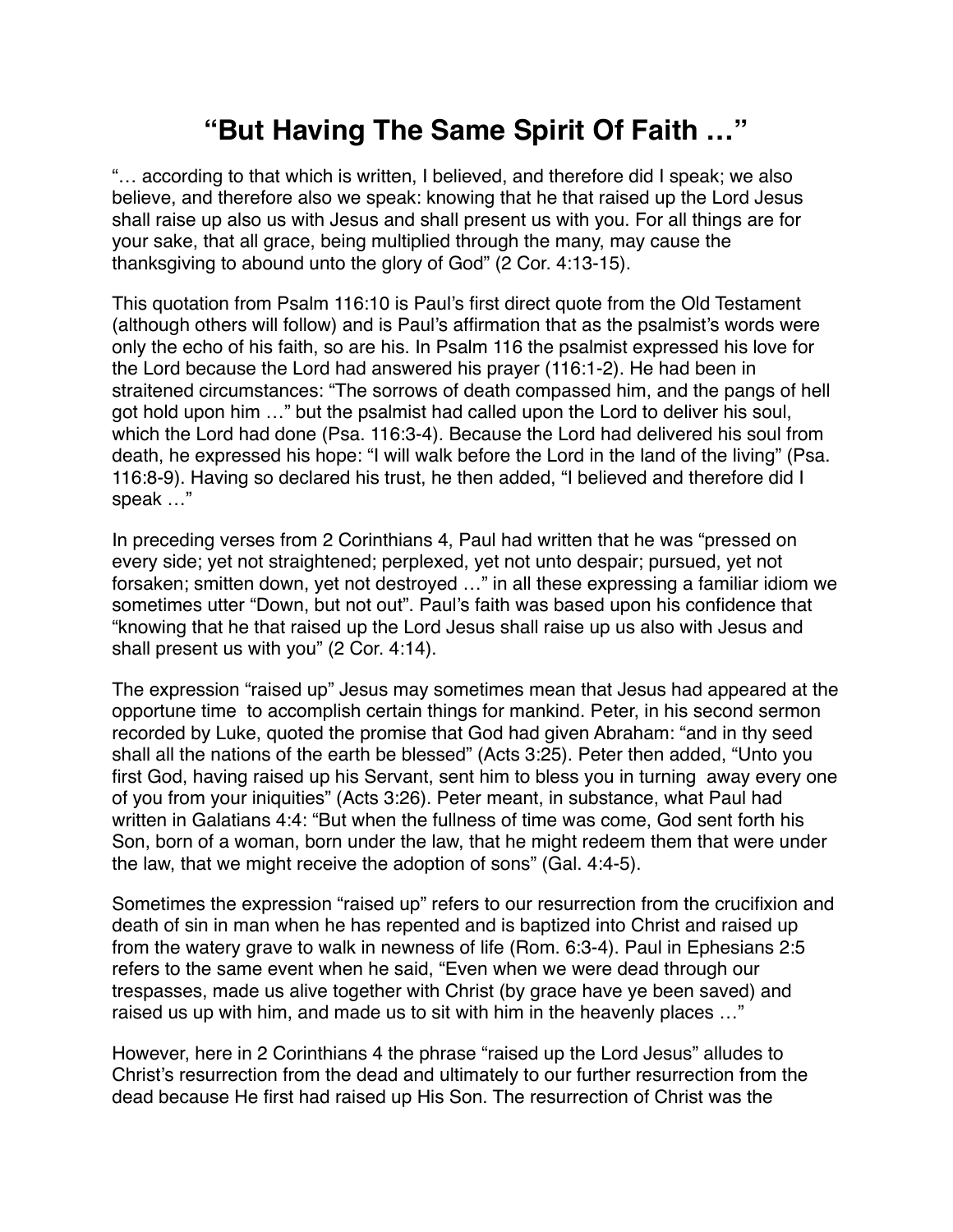# “But Having The Same Spirit Of Faith …”

“… according to that which is written, I believed, and therefore did I speak; we also believe, and therefore also we speak: knowing that he that raised up the Lord Jesus shall raise up also us with Jesus and shall present us with you. For all things are for your sake, that all grace, being multiplied through the many, may cause the thanksgiving to abound unto the glory of God” (2 Cor. 4:13-15).

This quotation from Psalm 116:10 is Paul’s first direct quote from the Old Testament (although others will follow) and is Paul’s affirmation that as the psalmist’s words were only the echo of his faith, so are his. In Psalm 116 the psalmist expressed his love for the Lord because the Lord had answered his prayer (116:1-2). He had been in straitened circumstances: “The sorrows of death compassed him, and the pangs of hell got hold upon him …” but the psalmist had called upon the Lord to deliver his soul, which the Lord had done (Psa. 116:3-4). Because the Lord had delivered his soul from death, he expressed his hope: “I will walk before the Lord in the land of the living” (Psa. 116:8-9). Having so declared his trust, he then added, “I believed and therefore did I speak …”

In preceding verses from 2 Corinthians 4, Paul had written that he was “pressed on every side; yet not straightened; perplexed, yet not unto despair; pursued, yet not forsaken; smitten down, yet not destroyed …” in all these expressing a familiar idiom we sometimes utter “Down, but not out”. Paul’s faith was based upon his confidence that “knowing that he that raised up the Lord Jesus shall raise up us also with Jesus and shall present us with you” (2 Cor. 4:14).

The expression “raised up” Jesus may sometimes mean that Jesus had appeared at the opportune time to accomplish certain things for mankind. Peter, in his second sermon recorded by Luke, quoted the promise that God had given Abraham: “and in thy seed shall all the nations of the earth be blessed” (Acts 3:25). Peter then added, “Unto you first God, having raised up his Servant, sent him to bless you in turning away every one of you from your iniquities” (Acts 3:26). Peter meant, in substance, what Paul had written in Galatians 4:4: “But when the fullness of time was come, God sent forth his Son, born of a woman, born under the law, that he might redeem them that were under the law, that we might receive the adoption of sons” (Gal. 4:4-5).

Sometimes the expression “raised up” refers to our resurrection from the crucifixion and death of sin in man when he has repented and is baptized into Christ and raised up from the watery grave to walk in newness of life (Rom. 6:3-4). Paul in Ephesians 2:5 refers to the same event when he said, “Even when we were dead through our trespasses, made us alive together with Christ (by grace have ye been saved) and raised us up with him, and made us to sit with him in the heavenly places …”

However, here in 2 Corinthians 4 the phrase “raised up the Lord Jesus” alludes to Christ’s resurrection from the dead and ultimately to our further resurrection from the dead because He first had raised up His Son. The resurrection of Christ was the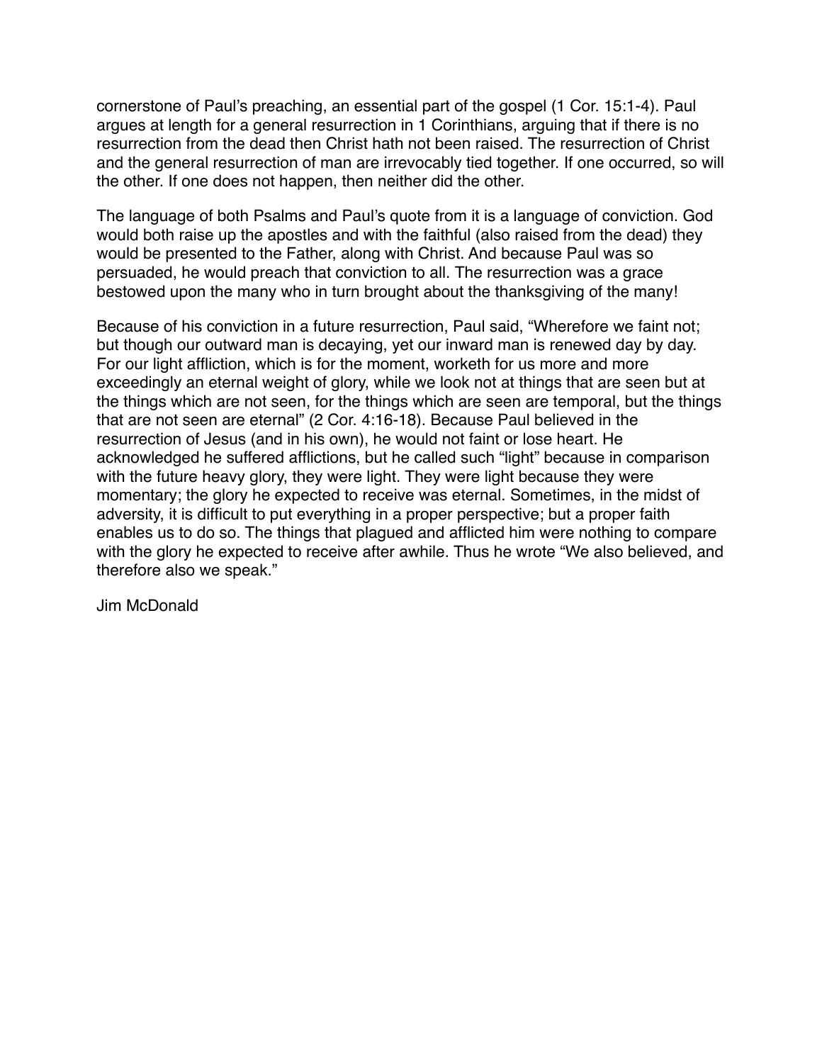cornerstone of Paul's preaching, an essential part of the gospel (1 Cor. 15:1-4). Paul argues at length for a general resurrection in 1 Corinthians, arguing that if there is no resurrection from the dead then Christ hath not been raised. The resurrection of Christ and the general resurrection of man are irrevocably tied together. If one occurred, so will the other. If one does not happen, then neither did the other.

The language of both Psalms and Paul's quote from it is a language of conviction. God would both raise up the apostles and with the faithful (also raised from the dead) they would be presented to the Father, along with Christ. And because Paul was so persuaded, he would preach that conviction to all. The resurrection was a grace bestowed upon the many who in turn brought about the thanksgiving of the many!

Because of his conviction in a future resurrection, Paul said, "Wherefore we faint not; but though our outward man is decaying, yet our inward man is renewed day by day. For our light affliction, which is for the moment, worketh for us more and more exceedingly an eternal weight of glory, while we look not at things that are seen but at the things which are not seen, for the things which are seen are temporal, but the things that are not seen are eternal" (2 Cor. 4:16-18). Because Paul believed in the resurrection of Jesus (and in his own), he would not faint or lose heart. He acknowledged he suffered afflictions, but he called such "light" because in comparison with the future heavy glory, they were light. They were light because they were momentary; the glory he expected to receive was eternal. Sometimes, in the midst of adversity, it is difficult to put everything in a proper perspective; but a proper faith enables us to do so. The things that plagued and afflicted him were nothing to compare with the glory he expected to receive after awhile. Thus he wrote "We also believed, and therefore also we speak."

Jim McDonald